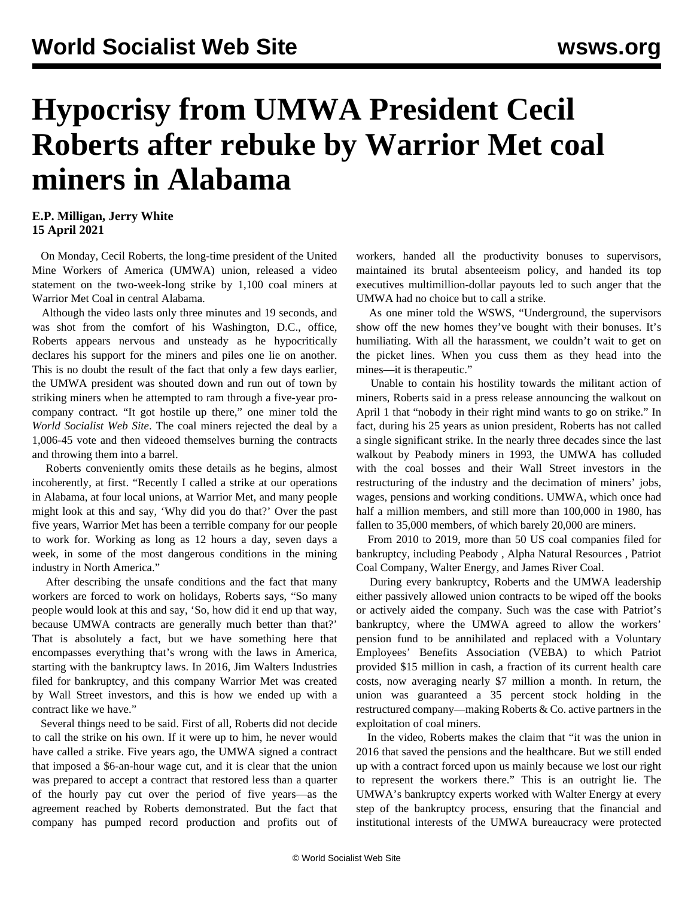# Hypocrisy from UMWA President Cecil Roberts after rebuke by Warrior Met coal miners in Alabama

**E.P. Milligan, Jerry White**
**15 April 2021**

On Monday, Cecil Roberts, the long-time president of the United Mine Workers of America (UMWA) union, released a video statement on the two-week-long strike by 1,100 coal miners at Warrior Met Coal in central Alabama.

Although the video lasts only three minutes and 19 seconds, and was shot from the comfort of his Washington, D.C., office, Roberts appears nervous and unsteady as he hypocritically declares his support for the miners and piles one lie on another. This is no doubt the result of the fact that only a few days earlier, the UMWA president was shouted down and run out of town by striking miners when he attempted to ram through a five-year pro-company contract. "It got hostile up there," one miner told the *World Socialist Web Site*. The coal miners rejected the deal by a 1,006-45 vote and then videoed themselves burning the contracts and throwing them into a barrel.

Roberts conveniently omits these details as he begins, almost incoherently, at first. "Recently I called a strike at our operations in Alabama, at four local unions, at Warrior Met, and many people might look at this and say, 'Why did you do that?' Over the past five years, Warrior Met has been a terrible company for our people to work for. Working as long as 12 hours a day, seven days a week, in some of the most dangerous conditions in the mining industry in North America."

After describing the unsafe conditions and the fact that many workers are forced to work on holidays, Roberts says, "So many people would look at this and say, 'So, how did it end up that way, because UMWA contracts are generally much better than that?' That is absolutely a fact, but we have something here that encompasses everything that's wrong with the laws in America, starting with the bankruptcy laws. In 2016, Jim Walters Industries filed for bankruptcy, and this company Warrior Met was created by Wall Street investors, and this is how we ended up with a contract like we have."

Several things need to be said. First of all, Roberts did not decide to call the strike on his own. If it were up to him, he never would have called a strike. Five years ago, the UMWA signed a contract that imposed a $6-an-hour wage cut, and it is clear that the union was prepared to accept a contract that restored less than a quarter of the hourly pay cut over the period of five years—as the agreement reached by Roberts demonstrated. But the fact that company has pumped record production and profits out of workers, handed all the productivity bonuses to supervisors, maintained its brutal absenteeism policy, and handed its top executives multimillion-dollar payouts led to such anger that the UMWA had no choice but to call a strike.

As one miner told the WSWS, "Underground, the supervisors show off the new homes they've bought with their bonuses. It's humiliating. With all the harassment, we couldn't wait to get on the picket lines. When you cuss them as they head into the mines—it is therapeutic."

Unable to contain his hostility towards the militant action of miners, Roberts said in a press release announcing the walkout on April 1 that "nobody in their right mind wants to go on strike." In fact, during his 25 years as union president, Roberts has not called a single significant strike. In the nearly three decades since the last walkout by Peabody miners in 1993, the UMWA has colluded with the coal bosses and their Wall Street investors in the restructuring of the industry and the decimation of miners' jobs, wages, pensions and working conditions. UMWA, which once had half a million members, and still more than 100,000 in 1980, has fallen to 35,000 members, of which barely 20,000 are miners.

From 2010 to 2019, more than 50 US coal companies filed for bankruptcy, including Peabody , Alpha Natural Resources , Patriot Coal Company, Walter Energy, and James River Coal.

During every bankruptcy, Roberts and the UMWA leadership either passively allowed union contracts to be wiped off the books or actively aided the company. Such was the case with Patriot's bankruptcy, where the UMWA agreed to allow the workers' pension fund to be annihilated and replaced with a Voluntary Employees' Benefits Association (VEBA) to which Patriot provided $15 million in cash, a fraction of its current health care costs, now averaging nearly $7 million a month. In return, the union was guaranteed a 35 percent stock holding in the restructured company—making Roberts & Co. active partners in the exploitation of coal miners.

In the video, Roberts makes the claim that "it was the union in 2016 that saved the pensions and the healthcare. But we still ended up with a contract forced upon us mainly because we lost our right to represent the workers there." This is an outright lie. The UMWA's bankruptcy experts worked with Walter Energy at every step of the bankruptcy process, ensuring that the financial and institutional interests of the UMWA bureaucracy were protected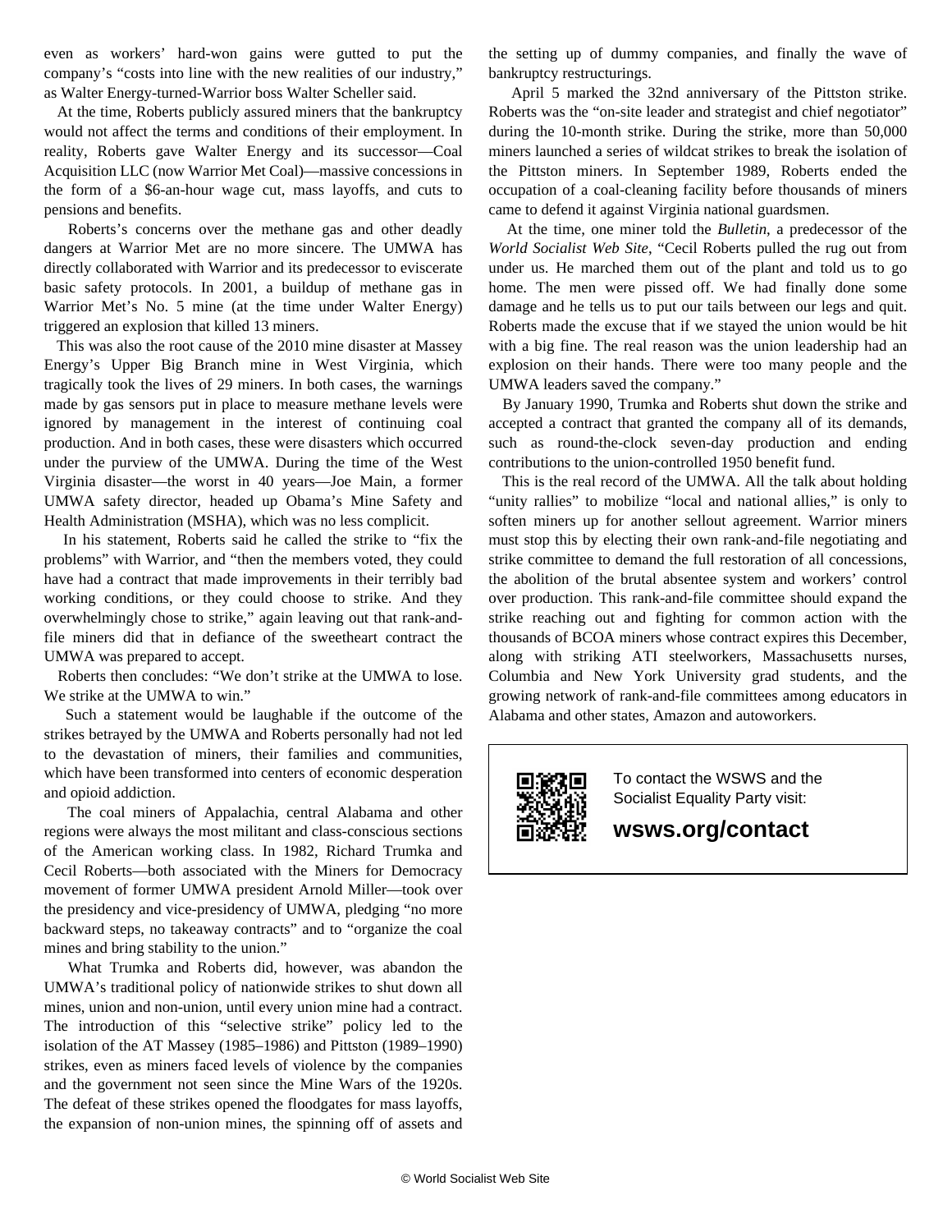even as workers' hard-won gains were gutted to put the company's "costs into line with the new realities of our industry," as Walter Energy-turned-Warrior boss Walter Scheller said.

At the time, Roberts publicly assured miners that the bankruptcy would not affect the terms and conditions of their employment. In reality, Roberts gave Walter Energy and its successor—Coal Acquisition LLC (now Warrior Met Coal)—massive concessions in the form of a $6-an-hour wage cut, mass layoffs, and cuts to pensions and benefits.

Roberts's concerns over the methane gas and other deadly dangers at Warrior Met are no more sincere. The UMWA has directly collaborated with Warrior and its predecessor to eviscerate basic safety protocols. In 2001, a buildup of methane gas in Warrior Met's No. 5 mine (at the time under Walter Energy) triggered an explosion that killed 13 miners.

This was also the root cause of the 2010 mine disaster at Massey Energy's Upper Big Branch mine in West Virginia, which tragically took the lives of 29 miners. In both cases, the warnings made by gas sensors put in place to measure methane levels were ignored by management in the interest of continuing coal production. And in both cases, these were disasters which occurred under the purview of the UMWA. During the time of the West Virginia disaster—the worst in 40 years—Joe Main, a former UMWA safety director, headed up Obama's Mine Safety and Health Administration (MSHA), which was no less complicit.

In his statement, Roberts said he called the strike to "fix the problems" with Warrior, and "then the members voted, they could have had a contract that made improvements in their terribly bad working conditions, or they could choose to strike. And they overwhelmingly chose to strike," again leaving out that rank-and-file miners did that in defiance of the sweetheart contract the UMWA was prepared to accept.

Roberts then concludes: "We don't strike at the UMWA to lose. We strike at the UMWA to win."

Such a statement would be laughable if the outcome of the strikes betrayed by the UMWA and Roberts personally had not led to the devastation of miners, their families and communities, which have been transformed into centers of economic desperation and opioid addiction.

The coal miners of Appalachia, central Alabama and other regions were always the most militant and class-conscious sections of the American working class. In 1982, Richard Trumka and Cecil Roberts—both associated with the Miners for Democracy movement of former UMWA president Arnold Miller—took over the presidency and vice-presidency of UMWA, pledging "no more backward steps, no takeaway contracts" and to "organize the coal mines and bring stability to the union."

What Trumka and Roberts did, however, was abandon the UMWA's traditional policy of nationwide strikes to shut down all mines, union and non-union, until every union mine had a contract. The introduction of this "selective strike" policy led to the isolation of the AT Massey (1985–1986) and Pittston (1989–1990) strikes, even as miners faced levels of violence by the companies and the government not seen since the Mine Wars of the 1920s. The defeat of these strikes opened the floodgates for mass layoffs, the expansion of non-union mines, the spinning off of assets and the setting up of dummy companies, and finally the wave of bankruptcy restructurings.

April 5 marked the 32nd anniversary of the Pittston strike. Roberts was the "on-site leader and strategist and chief negotiator" during the 10-month strike. During the strike, more than 50,000 miners launched a series of wildcat strikes to break the isolation of the Pittston miners. In September 1989, Roberts ended the occupation of a coal-cleaning facility before thousands of miners came to defend it against Virginia national guardsmen.

At the time, one miner told the *Bulletin*, a predecessor of the *World Socialist Web Site*, "Cecil Roberts pulled the rug out from under us. He marched them out of the plant and told us to go home. The men were pissed off. We had finally done some damage and he tells us to put our tails between our legs and quit. Roberts made the excuse that if we stayed the union would be hit with a big fine. The real reason was the union leadership had an explosion on their hands. There were too many people and the UMWA leaders saved the company."

By January 1990, Trumka and Roberts shut down the strike and accepted a contract that granted the company all of its demands, such as round-the-clock seven-day production and ending contributions to the union-controlled 1950 benefit fund.

This is the real record of the UMWA. All the talk about holding "unity rallies" to mobilize "local and national allies," is only to soften miners up for another sellout agreement. Warrior miners must stop this by electing their own rank-and-file negotiating and strike committee to demand the full restoration of all concessions, the abolition of the brutal absentee system and workers' control over production. This rank-and-file committee should expand the strike reaching out and fighting for common action with the thousands of BCOA miners whose contract expires this December, along with striking ATI steelworkers, Massachusetts nurses, Columbia and New York University grad students, and the growing network of rank-and-file committees among educators in Alabama and other states, Amazon and autoworkers.

To contact the WSWS and the Socialist Equality Party visit:

**wsws.org/contact**